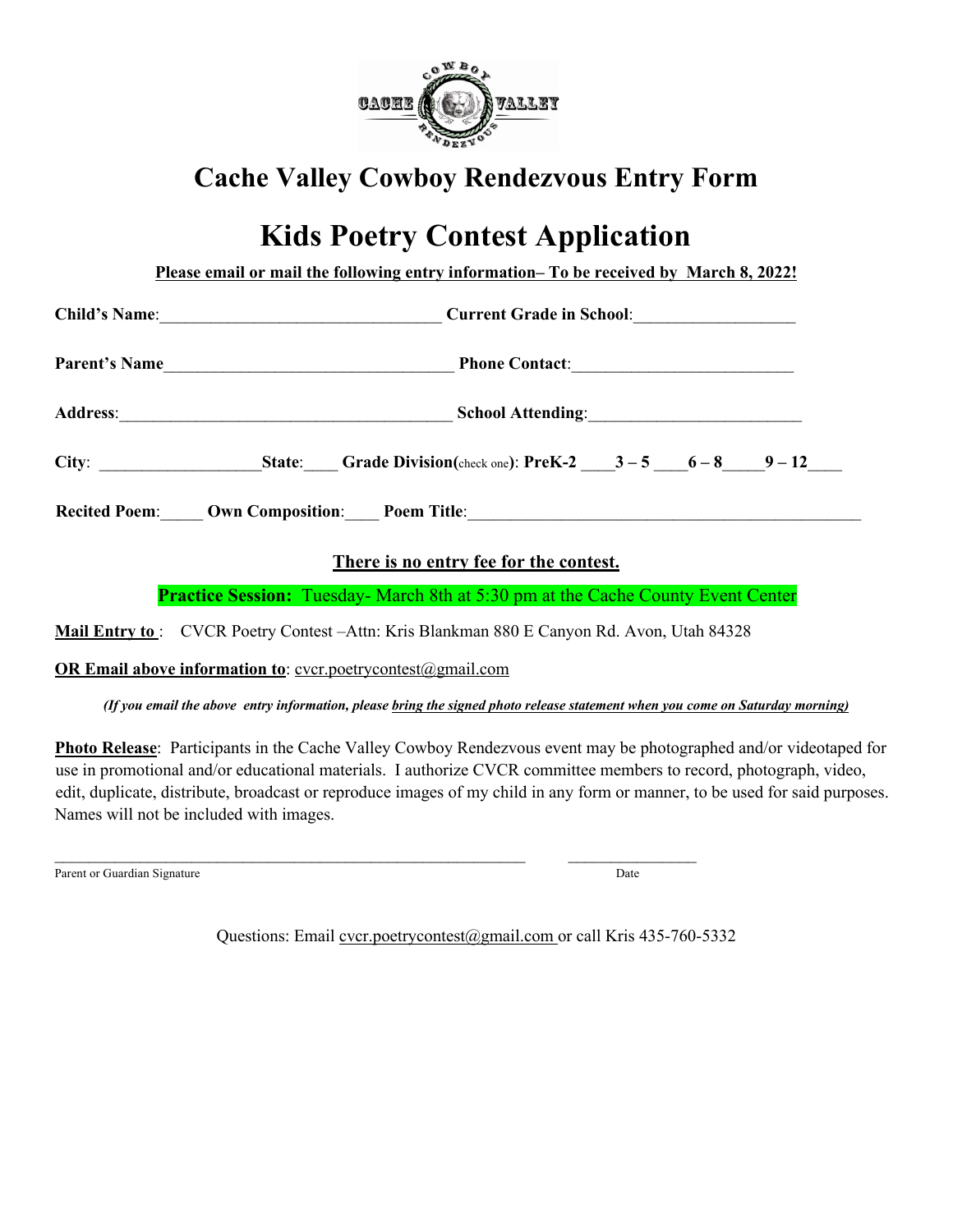# Cache Valley Cowboy Rendezvous Entry Form

# Kids Poetry Contest Application

**Please email or mail the following entry information– To be received by March 8, 2022!**

**Child's Name**:_________________________________ **Current Grade in School**:__________________

**Parent's Name**_________________________________ **Phone Contact**:_________________________

**Address**:______________________________________ **School Attending**:________________________

**City**: __________________**State**:____ **Grade Division(**check one**)**: **PreK-2** ____**3 – 5** ____**6 – 8**_____**9 – 12**____

**Recited Poem**:_____ **Own Composition**:____ **Poem Title**:_____________________________________________

**There is no entry fee for the contest.**

**Practice Session:** Tuesday- March 8th at 5:30 pm at the Cache County Event Center

**Mail Entry to** : CVCR Poetry Contest –Attn: Kris Blankman 880 E Canyon Rd. Avon, Utah 84328

**OR Email above information to**: cvcr.poetrycontest@gmail.com

***(If you email the above entry information, please bring the signed photo release statement when you come on Saturday morning)***

**Photo Release**: Participants in the Cache Valley Cowboy Rendezvous event may be photographed and/or videotaped for use in promotional and/or educational materials. I authorize CVCR committee members to record, photograph, video, edit, duplicate, distribute, broadcast or reproduce images of my child in any form or manner, to be used for said purposes. Names will not be included with images.

_____________________________________________ _______________

Parent or Guardian Signature Date

Questions: Email cvcr.poetrycontest@gmail.com or call Kris 435-760-5332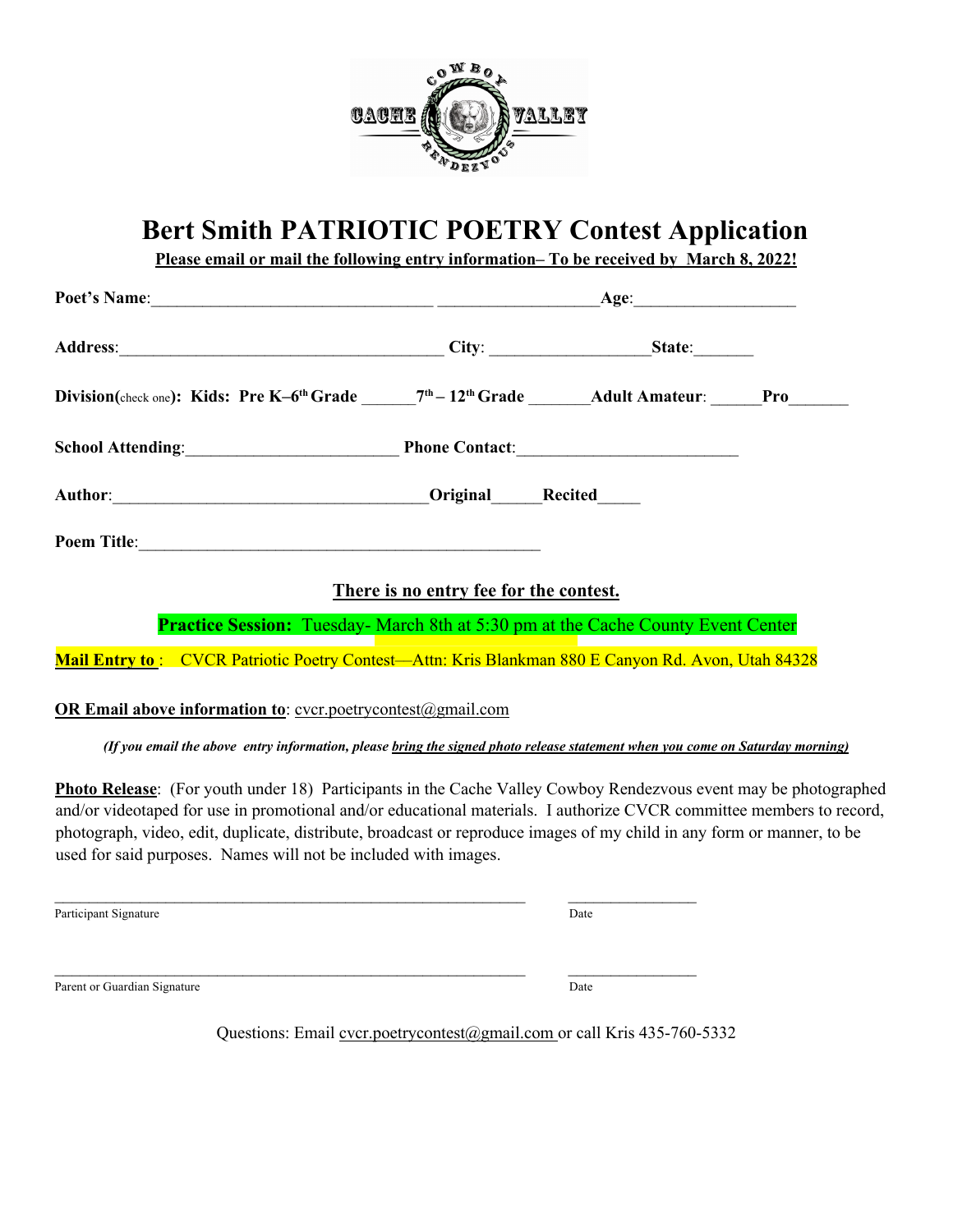# Bert Smith PATRIOTIC POETRY Contest Application

**Please email or mail the following entry information– To be received by March 8, 2022!**

**Poet's Name**:________________________________ __________________**Age**:__________________

**Address**:_____________________________________ **City**: __________________**State**:_______

**Division**(check one)**: Kids: Pre K–6th Grade** ______**7th – 12th Grade** _______**Adult Amateur**: ______**Pro**_______

**School Attending**:________________________ **Phone Contact**:_________________________

**Author**:____________________________________**Original**______**Recited**_____

**Poem Title**:_______________________________________________

**There is no entry fee for the contest.**

**Practice Session:** Tuesday- March 8th at 5:30 pm at the Cache County Event Center

**Mail Entry to** : CVCR Patriotic Poetry Contest—Attn: Kris Blankman 880 E Canyon Rd. Avon, Utah 84328

**OR Email above information to**: cvcr.poetrycontest@gmail.com

***(If you email the above entry information, please bring the signed photo release statement when you come on Saturday morning)***

**Photo Release**: (For youth under 18) Participants in the Cache Valley Cowboy Rendezvous event may be photographed and/or videotaped for use in promotional and/or educational materials. I authorize CVCR committee members to record, photograph, video, edit, duplicate, distribute, broadcast or reproduce images of my child in any form or manner, to be used for said purposes. Names will not be included with images.

_____________________________________________________________ ________________

Participant Signature Date

_____________________________________________________________ ________________

Parent or Guardian Signature Date

Questions: Email cvcr.poetrycontest@gmail.com or call Kris 435-760-5332